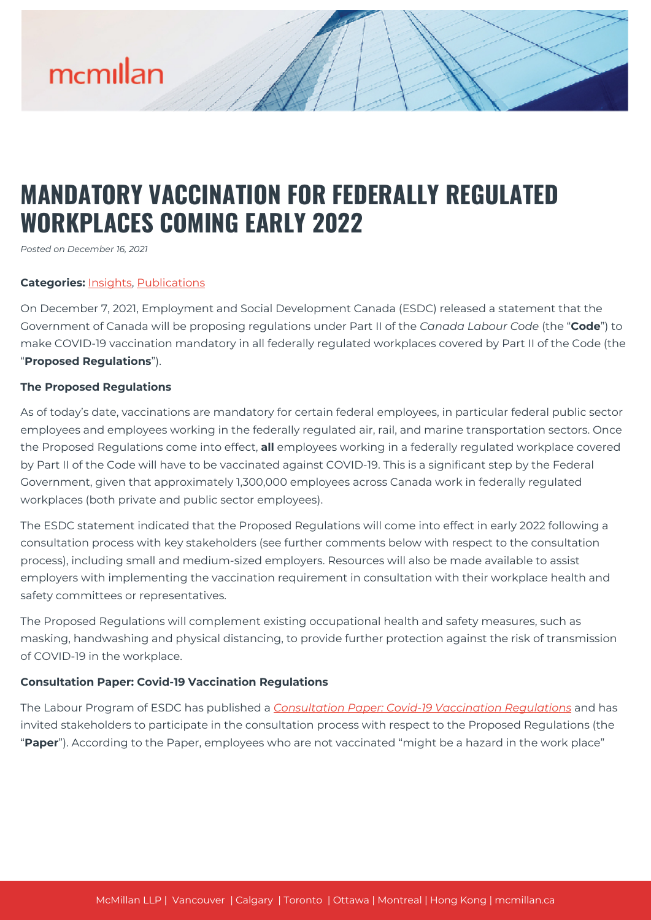# MANDATORY VACCINATION FOR FEDERALLY REGULATED WORKPLACES COMING EARLY 2022

*Posted on December 16, 2021*

**Categories:** Insights, Publications

On December 7, 2021, Employment and Social Development Canada (ESDC) released a statement that the Government of Canada will be proposing regulations under Part II of the *Canada Labour Code* (the "**Code**") to make COVID-19 vaccination mandatory in all federally regulated workplaces covered by Part II of the Code (the "**Proposed Regulations**").

**The Proposed Regulations**

As of today's date, vaccinations are mandatory for certain federal employees, in particular federal public sector employees and employees working in the federally regulated air, rail, and marine transportation sectors. Once the Proposed Regulations come into effect, **all** employees working in a federally regulated workplace covered by Part II of the Code will have to be vaccinated against COVID-19. This is a significant step by the Federal Government, given that approximately 1,300,000 employees across Canada work in federally regulated workplaces (both private and public sector employees).

The ESDC statement indicated that the Proposed Regulations will come into effect in early 2022 following a consultation process with key stakeholders (see further comments below with respect to the consultation process), including small and medium-sized employers. Resources will also be made available to assist employers with implementing the vaccination requirement in consultation with their workplace health and safety committees or representatives.

The Proposed Regulations will complement existing occupational health and safety measures, such as masking, handwashing and physical distancing, to provide further protection against the risk of transmission of COVID-19 in the workplace.

**Consultation Paper: Covid-19 Vaccination Regulations**

The Labour Program of ESDC has published a *Consultation Paper: Covid-19 Vaccination Regulations* and has invited stakeholders to participate in the consultation process with respect to the Proposed Regulations (the "**Paper**"). According to the Paper, employees who are not vaccinated "might be a hazard in the work place"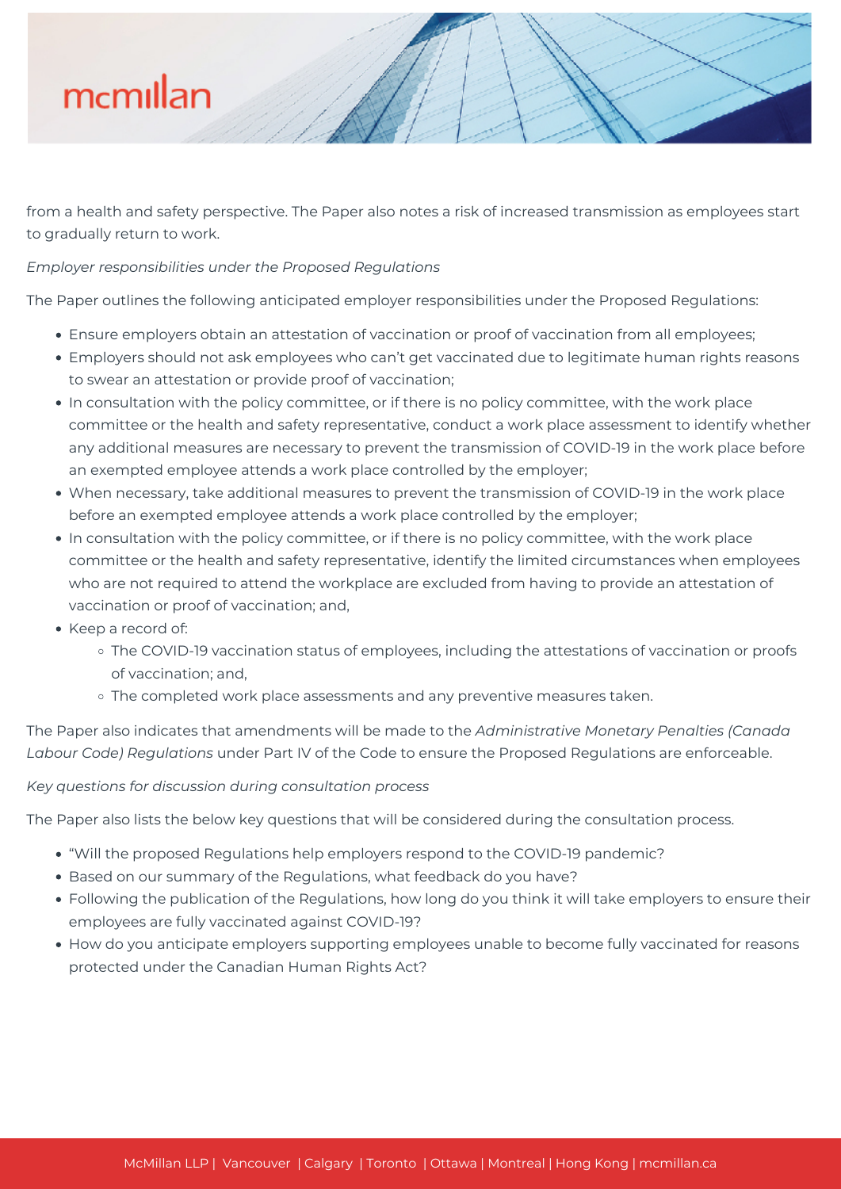from a health and safety perspective. The Paper also notes a risk of increased transmission as employees start to gradually return to work.

*Employer responsibilities under the Proposed Regulations*

The Paper outlines the following anticipated employer responsibilities under the Proposed Regulations:

- Ensure employers obtain an attestation of vaccination or proof of vaccination from all employees;
- Employers should not ask employees who can't get vaccinated due to legitimate human rights reasons to swear an attestation or provide proof of vaccination;
- In consultation with the policy committee, or if there is no policy committee, with the work place committee or the health and safety representative, conduct a work place assessment to identify whether any additional measures are necessary to prevent the transmission of COVID-19 in the work place before an exempted employee attends a work place controlled by the employer;
- When necessary, take additional measures to prevent the transmission of COVID-19 in the work place before an exempted employee attends a work place controlled by the employer;
- In consultation with the policy committee, or if there is no policy committee, with the work place committee or the health and safety representative, identify the limited circumstances when employees who are not required to attend the workplace are excluded from having to provide an attestation of vaccination or proof of vaccination; and,
- Keep a record of:
  - The COVID-19 vaccination status of employees, including the attestations of vaccination or proofs of vaccination; and,
  - The completed work place assessments and any preventive measures taken.

The Paper also indicates that amendments will be made to the *Administrative Monetary Penalties (Canada Labour Code) Regulations* under Part IV of the Code to ensure the Proposed Regulations are enforceable.

*Key questions for discussion during consultation process*

The Paper also lists the below key questions that will be considered during the consultation process.

- "Will the proposed Regulations help employers respond to the COVID-19 pandemic?
- Based on our summary of the Regulations, what feedback do you have?
- Following the publication of the Regulations, how long do you think it will take employers to ensure their employees are fully vaccinated against COVID-19?
- How do you anticipate employers supporting employees unable to become fully vaccinated for reasons protected under the Canadian Human Rights Act?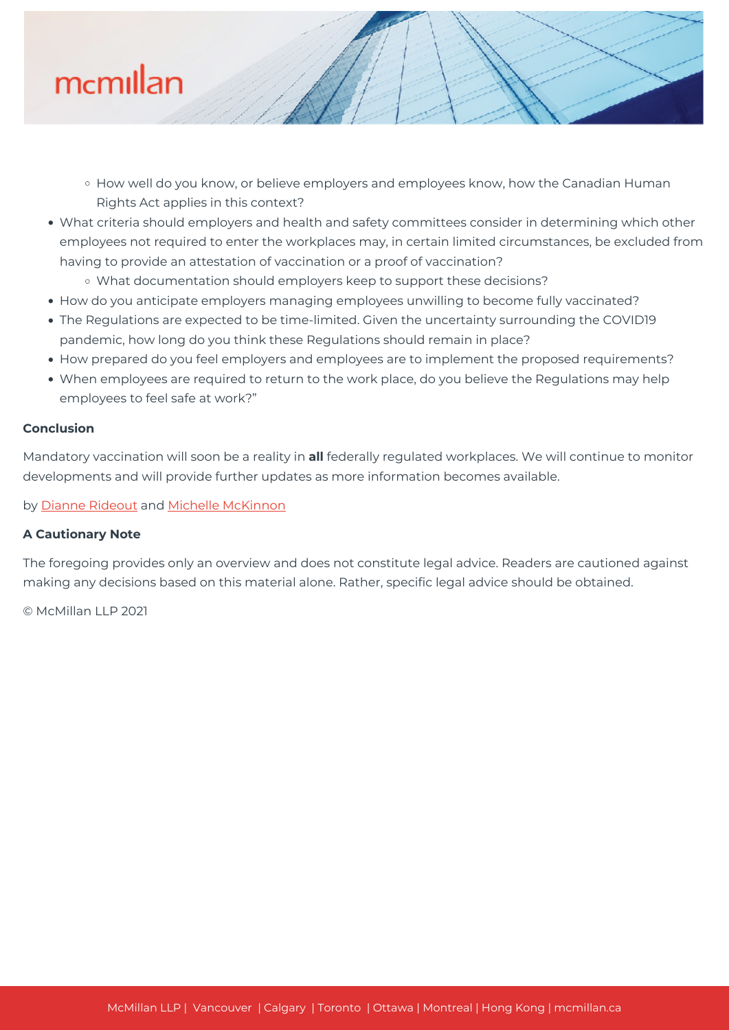- How well do you know, or believe employers and employees know, how the Canadian Human Rights Act applies in this context?
- What criteria should employers and health and safety committees consider in determining which other employees not required to enter the workplaces may, in certain limited circumstances, be excluded from having to provide an attestation of vaccination or a proof of vaccination?
    - What documentation should employers keep to support these decisions?
- How do you anticipate employers managing employees unwilling to become fully vaccinated?
- The Regulations are expected to be time-limited. Given the uncertainty surrounding the COVID19 pandemic, how long do you think these Regulations should remain in place?
- How prepared do you feel employers and employees are to implement the proposed requirements?
- When employees are required to return to the work place, do you believe the Regulations may help employees to feel safe at work?"

**Conclusion**

Mandatory vaccination will soon be a reality in **all** federally regulated workplaces. We will continue to monitor developments and will provide further updates as more information becomes available.

by Dianne Rideout and Michelle McKinnon

**A Cautionary Note**

The foregoing provides only an overview and does not constitute legal advice. Readers are cautioned against making any decisions based on this material alone. Rather, specific legal advice should be obtained.

© McMillan LLP 2021